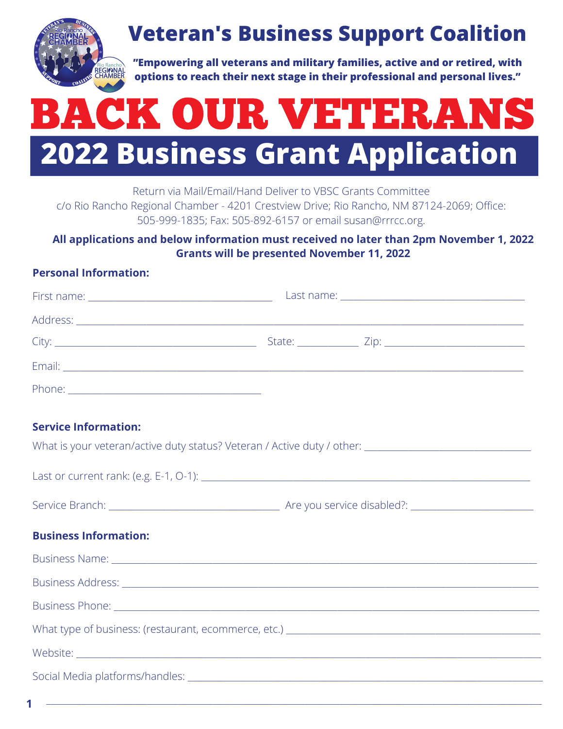# Veteran's Business Support Coalition

**"Empowering all veterans and military families, active and or retired, with options to reach their next stage in their professional and personal lives."**

# BACK OUR VETERANS

## 2022 Business Grant Application

Return via Mail/Email/Hand Deliver to VBSC Grants Committee
c/o Rio Rancho Regional Chamber - 4201 Crestview Drive; Rio Rancho, NM 87124-2069; Office: 505-999-1835; Fax: 505-892-6157 or email susan@rrrcc.org.

**All applications and below information must received no later than 2pm November 1, 2022**
**Grants will be presented November 11, 2022**

### Personal Information:

First name: ______________________ Last name: ______________________

Address: ______________________________________________

City: ______________________ State: ________ Zip: ______________

Email: ______________________________________________

Phone: ______________________

### Service Information:

What is your veteran/active duty status? Veteran / Active duty / other: ______________________

Last or current rank: (e.g. E-1, O-1): ______________________________

Service Branch: ______________________ Are you service disabled?: ______________

### Business Information:

Business Name: ______________________________________________

Business Address: ______________________________________________

Business Phone: ______________________________________________

What type of business: (restaurant, ecommerce, etc.) ______________________________

Website: ______________________________________________

Social Media platforms/handles: ______________________________________________

______________________________________________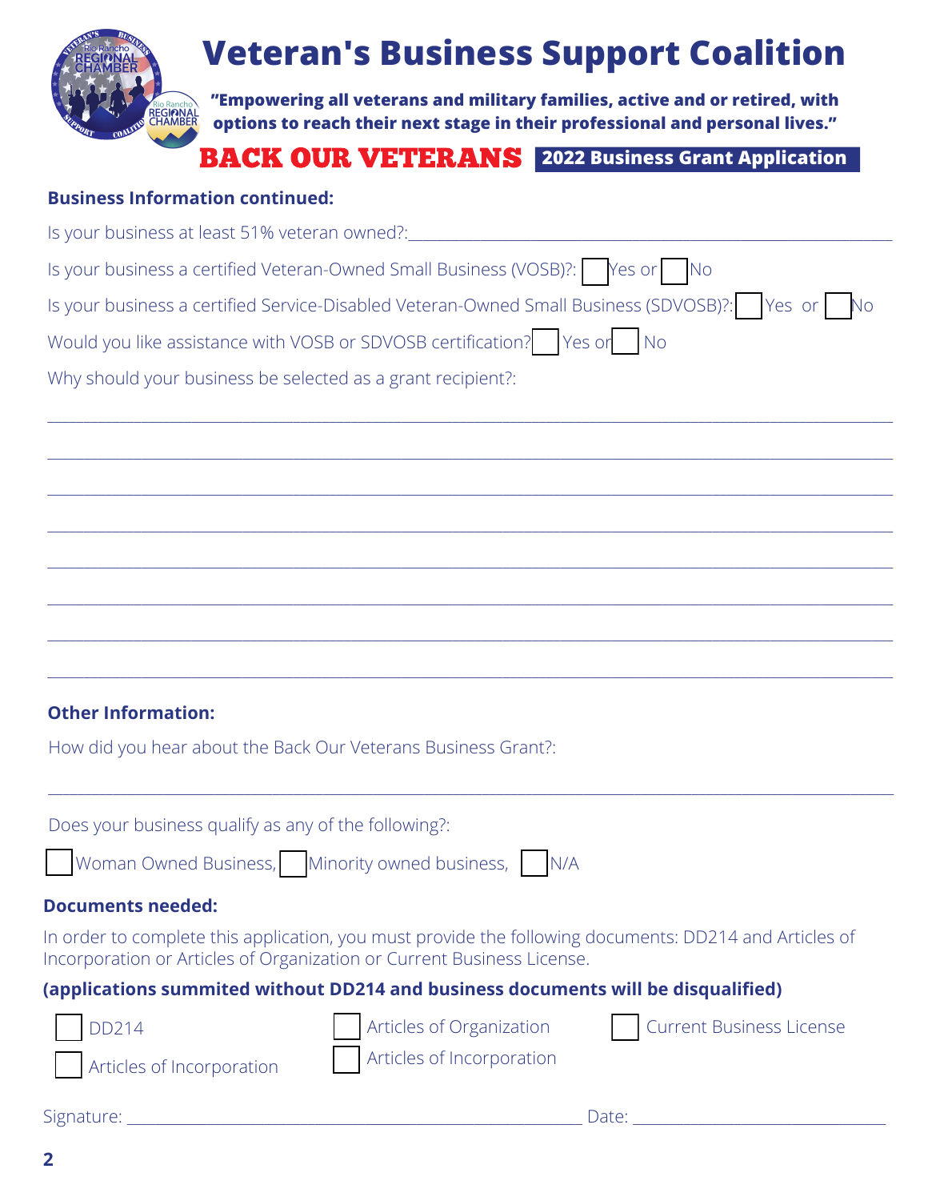# Veteran's Business Support Coalition

**"Empowering all veterans and military families, active and or retired, with options to reach their next stage in their professional and personal lives."**

**BACK OUR VETERANS** **2022 Business Grant Application**

### Business Information continued:

Is your business at least 51% veteran owned?:\_\_\_\_\_\_\_\_\_\_\_\_\_\_\_\_\_\_\_\_\_\_\_\_\_\_\_\_\_\_\_\_\_\_\_\_\_\_\_\_

Is your business a certified Veteran-Owned Small Business (VOSB)?: ☐ Yes or ☐ No

Is your business a certified Service-Disabled Veteran-Owned Small Business (SDVOSB)?: ☐ Yes or ☐ No

Would you like assistance with VOSB or SDVOSB certification? ☐ Yes or ☐ No

Why should your business be selected as a grant recipient?:

\_\_\_\_\_\_\_\_\_\_\_\_\_\_\_\_\_\_\_\_\_\_\_\_\_\_\_\_\_\_\_\_\_\_\_\_\_\_\_\_\_\_\_\_\_\_\_\_\_\_\_\_\_\_\_\_\_\_\_\_\_\_\_\_\_\_\_\_\_\_

\_\_\_\_\_\_\_\_\_\_\_\_\_\_\_\_\_\_\_\_\_\_\_\_\_\_\_\_\_\_\_\_\_\_\_\_\_\_\_\_\_\_\_\_\_\_\_\_\_\_\_\_\_\_\_\_\_\_\_\_\_\_\_\_\_\_\_\_\_\_

\_\_\_\_\_\_\_\_\_\_\_\_\_\_\_\_\_\_\_\_\_\_\_\_\_\_\_\_\_\_\_\_\_\_\_\_\_\_\_\_\_\_\_\_\_\_\_\_\_\_\_\_\_\_\_\_\_\_\_\_\_\_\_\_\_\_\_\_\_\_

\_\_\_\_\_\_\_\_\_\_\_\_\_\_\_\_\_\_\_\_\_\_\_\_\_\_\_\_\_\_\_\_\_\_\_\_\_\_\_\_\_\_\_\_\_\_\_\_\_\_\_\_\_\_\_\_\_\_\_\_\_\_\_\_\_\_\_\_\_\_

\_\_\_\_\_\_\_\_\_\_\_\_\_\_\_\_\_\_\_\_\_\_\_\_\_\_\_\_\_\_\_\_\_\_\_\_\_\_\_\_\_\_\_\_\_\_\_\_\_\_\_\_\_\_\_\_\_\_\_\_\_\_\_\_\_\_\_\_\_\_

\_\_\_\_\_\_\_\_\_\_\_\_\_\_\_\_\_\_\_\_\_\_\_\_\_\_\_\_\_\_\_\_\_\_\_\_\_\_\_\_\_\_\_\_\_\_\_\_\_\_\_\_\_\_\_\_\_\_\_\_\_\_\_\_\_\_\_\_\_\_

\_\_\_\_\_\_\_\_\_\_\_\_\_\_\_\_\_\_\_\_\_\_\_\_\_\_\_\_\_\_\_\_\_\_\_\_\_\_\_\_\_\_\_\_\_\_\_\_\_\_\_\_\_\_\_\_\_\_\_\_\_\_\_\_\_\_\_\_\_\_

\_\_\_\_\_\_\_\_\_\_\_\_\_\_\_\_\_\_\_\_\_\_\_\_\_\_\_\_\_\_\_\_\_\_\_\_\_\_\_\_\_\_\_\_\_\_\_\_\_\_\_\_\_\_\_\_\_\_\_\_\_\_\_\_\_\_\_\_\_\_

### Other Information:

How did you hear about the Back Our Veterans Business Grant?:

\_\_\_\_\_\_\_\_\_\_\_\_\_\_\_\_\_\_\_\_\_\_\_\_\_\_\_\_\_\_\_\_\_\_\_\_\_\_\_\_\_\_\_\_\_\_\_\_\_\_\_\_\_\_\_\_\_\_\_\_\_\_\_\_\_\_\_\_\_\_

Does your business qualify as any of the following?:

☐ Woman Owned Business, ☐ Minority owned business, ☐ N/A

### Documents needed:

In order to complete this application, you must provide the following documents: DD214 and Articles of Incorporation or Articles of Organization or Current Business License.

**(applications summited without DD214 and business documents will be disqualified)**

☐ DD214

☐ Articles of Incorporation

☐ Articles of Organization

☐ Articles of Incorporation

☐ Current Business License

Signature: \_\_\_\_\_\_\_\_\_\_\_\_\_\_\_\_\_\_\_\_\_\_\_\_\_\_\_\_\_\_\_\_\_\_\_\_ Date: \_\_\_\_\_\_\_\_\_\_\_\_\_\_\_\_\_\_\_\_